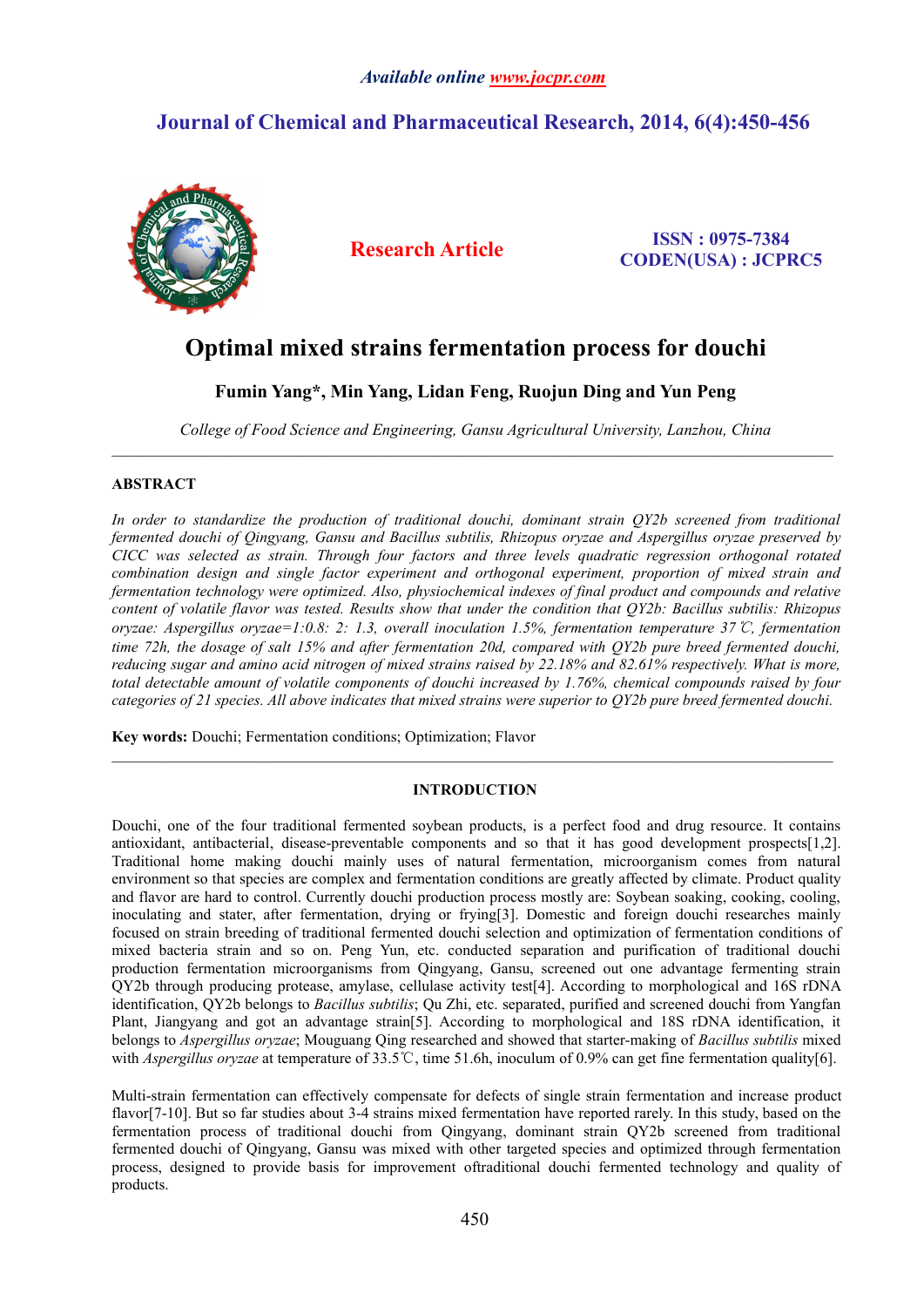Available online www.jocpr.com

# Journal of Chemical and Pharmaceutical Research, 2014, 6(4):450-456

**Research Article**

**ISSN : 0975-7384**
**CODEN(USA) : JCPRC5**

# Optimal mixed strains fermentation process for douchi

**Fumin Yang\*, Min Yang, Lidan Feng, Ruojun Ding and Yun Peng**

*College of Food Science and Engineering, Gansu Agricultural University, Lanzhou, China*

---

## ABSTRACT

*In order to standardize the production of traditional douchi, dominant strain QY2b screened from traditional fermented douchi of Qingyang, Gansu and Bacillus subtilis, Rhizopus oryzae and Aspergillus oryzae preserved by CICC was selected as strain. Through four factors and three levels quadratic regression orthogonal rotated combination design and single factor experiment and orthogonal experiment, proportion of mixed strain and fermentation technology were optimized. Also, physiochemical indexes of final product and compounds and relative content of volatile flavor was tested. Results show that under the condition that QY2b: Bacillus subtilis: Rhizopus oryzae: Aspergillus oryzae=1:0.8: 2: 1.3, overall inoculation 1.5%, fermentation temperature 37℃, fermentation time 72h, the dosage of salt 15% and after fermentation 20d, compared with QY2b pure breed fermented douchi, reducing sugar and amino acid nitrogen of mixed strains raised by 22.18% and 82.61% respectively. What is more, total detectable amount of volatile components of douchi increased by 1.76%, chemical compounds raised by four categories of 21 species. All above indicates that mixed strains were superior to QY2b pure breed fermented douchi.*

**Key words:** Douchi; Fermentation conditions; Optimization; Flavor

---

## INTRODUCTION

Douchi, one of the four traditional fermented soybean products, is a perfect food and drug resource. It contains antioxidant, antibacterial, disease-preventable components and so that it has good development prospects[1,2]. Traditional home making douchi mainly uses of natural fermentation, microorganism comes from natural environment so that species are complex and fermentation conditions are greatly affected by climate. Product quality and flavor are hard to control. Currently douchi production process mostly are: Soybean soaking, cooking, cooling, inoculating and stater, after fermentation, drying or frying[3]. Domestic and foreign douchi researches mainly focused on strain breeding of traditional fermented douchi selection and optimization of fermentation conditions of mixed bacteria strain and so on. Peng Yun, etc. conducted separation and purification of traditional douchi production fermentation microorganisms from Qingyang, Gansu, screened out one advantage fermenting strain QY2b through producing protease, amylase, cellulase activity test[4]. According to morphological and 16S rDNA identification, QY2b belongs to *Bacillus subtilis*; Qu Zhi, etc. separated, purified and screened douchi from Yangfan Plant, Jiangyang and got an advantage strain[5]. According to morphological and 18S rDNA identification, it belongs to *Aspergillus oryzae*; Mouguang Qing researched and showed that starter-making of *Bacillus subtilis* mixed with *Aspergillus oryzae* at temperature of 33.5℃, time 51.6h, inoculum of 0.9% can get fine fermentation quality[6].

Multi-strain fermentation can effectively compensate for defects of single strain fermentation and increase product flavor[7-10]. But so far studies about 3-4 strains mixed fermentation have reported rarely. In this study, based on the fermentation process of traditional douchi from Qingyang, dominant strain QY2b screened from traditional fermented douchi of Qingyang, Gansu was mixed with other targeted species and optimized through fermentation process, designed to provide basis for improvement oftraditional douchi fermented technology and quality of products.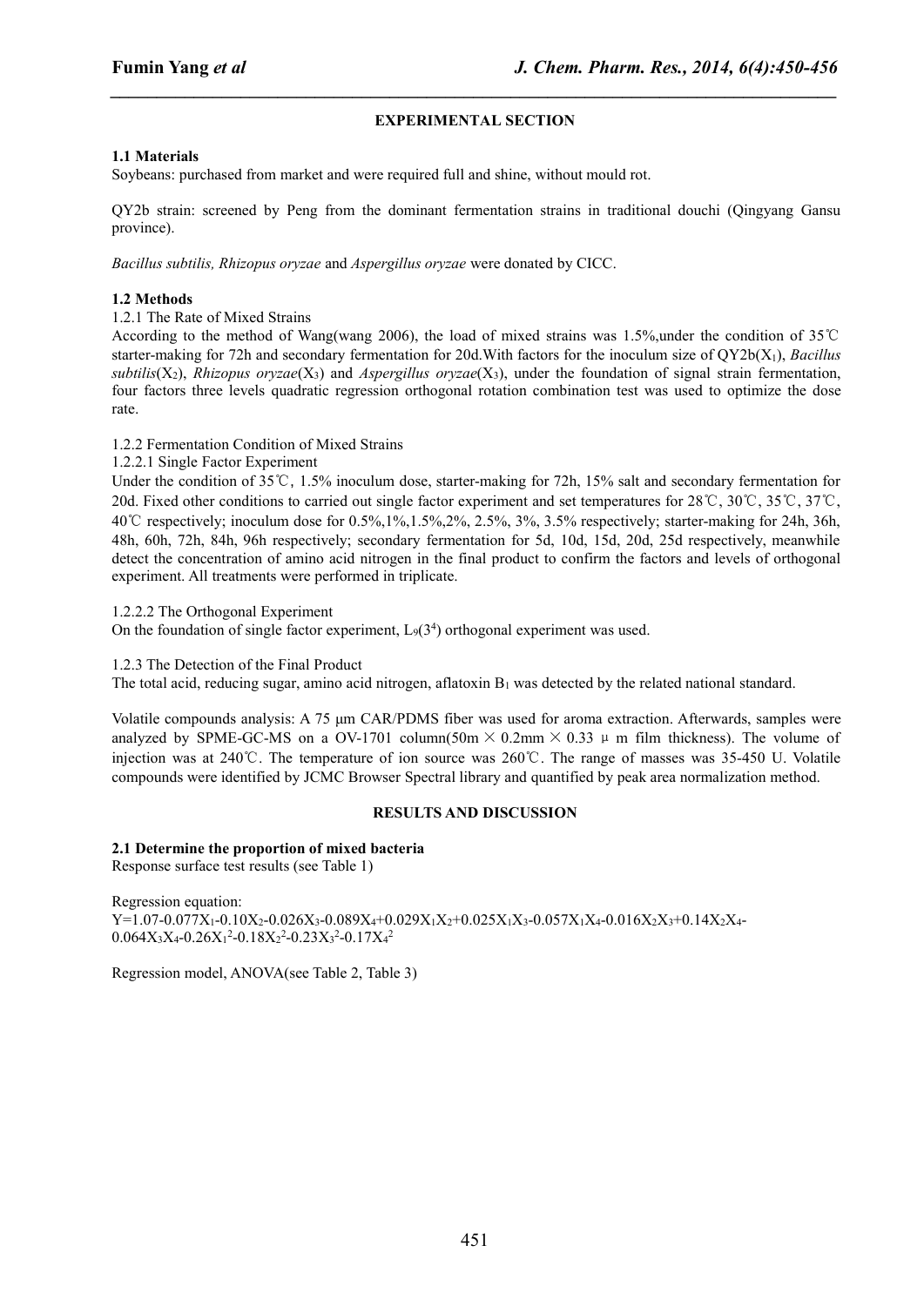## EXPERIMENTAL SECTION

### 1.1 Materials

Soybeans: purchased from market and were required full and shine, without mould rot.

QY2b strain: screened by Peng from the dominant fermentation strains in traditional douchi (Qingyang Gansu province).

*Bacillus subtilis, Rhizopus oryzae* and *Aspergillus oryzae* were donated by CICC.

### 1.2 Methods

1.2.1 The Rate of Mixed Strains

According to the method of Wang(wang 2006), the load of mixed strains was 1.5%,under the condition of 35℃ starter-making for 72h and secondary fermentation for 20d.With factors for the inoculum size of QY2b($X_1$), *Bacillus subtilis*($X_2$), *Rhizopus oryzae*($X_3$) and *Aspergillus oryzae*($X_4$), under the foundation of signal strain fermentation, four factors three levels quadratic regression orthogonal rotation combination test was used to optimize the dose rate.

1.2.2 Fermentation Condition of Mixed Strains

1.2.2.1 Single Factor Experiment

Under the condition of 35℃, 1.5% inoculum dose, starter-making for 72h, 15% salt and secondary fermentation for 20d. Fixed other conditions to carried out single factor experiment and set temperatures for 28℃, 30℃, 35℃, 37℃, 40℃ respectively; inoculum dose for 0.5%,1%,1.5%,2%, 2.5%, 3%, 3.5% respectively; starter-making for 24h, 36h, 48h, 60h, 72h, 84h, 96h respectively; secondary fermentation for 5d, 10d, 15d, 20d, 25d respectively, meanwhile detect the concentration of amino acid nitrogen in the final product to confirm the factors and levels of orthogonal experiment. All treatments were performed in triplicate.

1.2.2.2 The Orthogonal Experiment

On the foundation of single factor experiment, $L_9(3^4)$ orthogonal experiment was used.

1.2.3 The Detection of the Final Product

The total acid, reducing sugar, amino acid nitrogen, aflatoxin $B_1$ was detected by the related national standard.

Volatile compounds analysis: A 75 μm CAR/PDMS fiber was used for aroma extraction. Afterwards, samples were analyzed by SPME-GC-MS on a OV-1701 column(50m × 0.2mm × 0.33 μm film thickness). The volume of injection was at 240℃. The temperature of ion source was 260℃. The range of masses was 35-450 U. Volatile compounds were identified by JCMC Browser Spectral library and quantified by peak area normalization method.

## RESULTS AND DISCUSSION

### 2.1 Determine the proportion of mixed bacteria

Response surface test results (see Table 1)

Regression equation:

$$Y=1.07-0.077X_1-0.10X_2-0.026X_3-0.089X_4+0.029X_1X_2+0.025X_1X_3-0.057X_1X_4-0.016X_2X_3+0.14X_2X_4-0.064X_3X_4-0.26X_1^2-0.18X_2^2-0.23X_3^2-0.17X_4^2$$

Regression model, ANOVA(see Table 2, Table 3)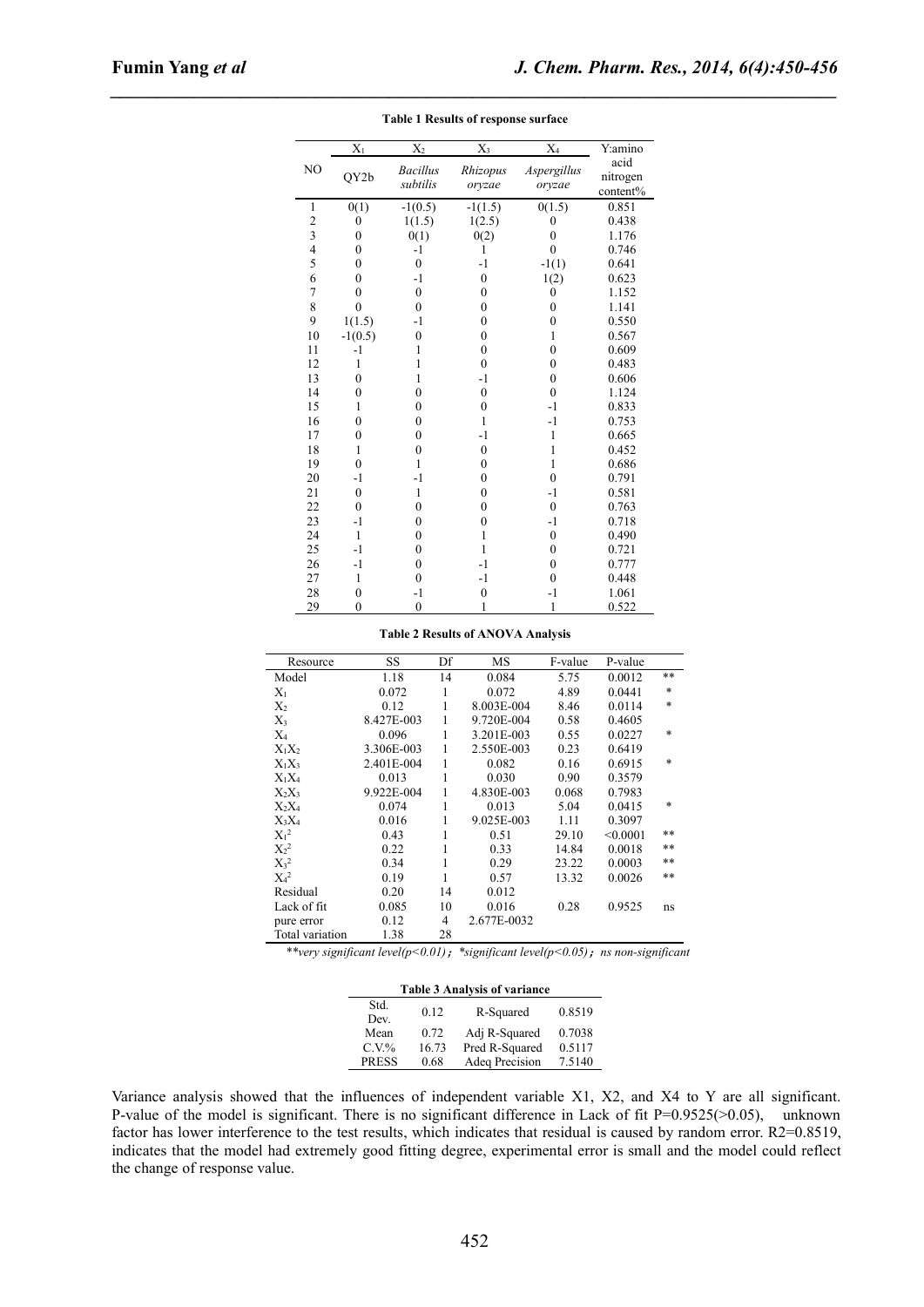**Table 1 Results of response surface**

| NO | $X_1$ QY2b | $X_2$ *Bacillus subtilis* | $X_3$ *Rhizopus oryzae* | $X_4$ *Aspergillus oryzae* | Y:amino acid nitrogen content% |
|---|---|---|---|---|---|
| 1 | 0(1) | -1(0.5) | -1(1.5) | 0(1.5) | 0.851 |
| 2 | 0 | 1(1.5) | 1(2.5) | 0 | 0.438 |
| 3 | 0 | 0(1) | 0(2) | 0 | 1.176 |
| 4 | 0 | -1 | 1 | 0 | 0.746 |
| 5 | 0 | 0 | -1 | -1(1) | 0.641 |
| 6 | 0 | -1 | 0 | 1(2) | 0.623 |
| 7 | 0 | 0 | 0 | 0 | 1.152 |
| 8 | 0 | 0 | 0 | 0 | 1.141 |
| 9 | 1(1.5) | -1 | 0 | 0 | 0.550 |
| 10 | -1(0.5) | 0 | 0 | 1 | 0.567 |
| 11 | -1 | 1 | 0 | 0 | 0.609 |
| 12 | 1 | 1 | 0 | 0 | 0.483 |
| 13 | 0 | 1 | -1 | 0 | 0.606 |
| 14 | 0 | 0 | 0 | 0 | 1.124 |
| 15 | 1 | 0 | 0 | -1 | 0.833 |
| 16 | 0 | 0 | 1 | -1 | 0.753 |
| 17 | 0 | 0 | -1 | 1 | 0.665 |
| 18 | 1 | 0 | 0 | 1 | 0.452 |
| 19 | 0 | 1 | 0 | 1 | 0.686 |
| 20 | -1 | -1 | 0 | 0 | 0.791 |
| 21 | 0 | 1 | 0 | -1 | 0.581 |
| 22 | 0 | 0 | 0 | 0 | 0.763 |
| 23 | -1 | 0 | 0 | -1 | 0.718 |
| 24 | 1 | 0 | 1 | 0 | 0.490 |
| 25 | -1 | 0 | 1 | 0 | 0.721 |
| 26 | -1 | 0 | -1 | 0 | 0.777 |
| 27 | 1 | 0 | -1 | 0 | 0.448 |
| 28 | 0 | -1 | 0 | -1 | 1.061 |
| 29 | 0 | 0 | 1 | 1 | 0.522 |

**Table 2 Results of ANOVA Analysis**

| Resource | SS | Df | MS | F-value | P-value | |
|---|---|---|---|---|---|---|
| Model | 1.18 | 14 | 0.084 | 5.75 | 0.0012 | ** |
| $X_1$ | 0.072 | 1 | 0.072 | 4.89 | 0.0441 | * |
| $X_2$ | 0.12 | 1 | 8.003E-004 | 8.46 | 0.0114 | * |
| $X_3$ | 8.427E-003 | 1 | 9.720E-004 | 0.58 | 0.4605 | |
| $X_4$ | 0.096 | 1 | 3.201E-003 | 0.55 | 0.0227 | * |
| $X_1X_2$ | 3.306E-003 | 1 | 2.550E-003 | 0.23 | 0.6419 | |
| $X_1X_3$ | 2.401E-004 | 1 | 0.082 | 0.16 | 0.6915 | * |
| $X_1X_4$ | 0.013 | 1 | 0.030 | 0.90 | 0.3579 | |
| $X_2X_3$ | 9.922E-004 | 1 | 4.830E-003 | 0.068 | 0.7983 | |
| $X_2X_4$ | 0.074 | 1 | 0.013 | 5.04 | 0.0415 | * |
| $X_3X_4$ | 0.016 | 1 | 9.025E-003 | 1.11 | 0.3097 | |
| $X_1^2$ | 0.43 | 1 | 0.51 | 29.10 | <0.0001 | ** |
| $X_2^2$ | 0.22 | 1 | 0.33 | 14.84 | 0.0018 | ** |
| $X_3^2$ | 0.34 | 1 | 0.29 | 23.22 | 0.0003 | ** |
| $X_4^2$ | 0.19 | 1 | 0.57 | 13.32 | 0.0026 | ** |
| Residual | 0.20 | 14 | 0.012 | | | |
| Lack of fit | 0.085 | 10 | 0.016 | 0.28 | 0.9525 | ns |
| pure error | 0.12 | 4 | 2.677E-0032 | | | |
| Total variation | 1.38 | 28 | | | | |

*\*\*very significant level(p<0.01)；\*significant level(p<0.05)；ns non-significant*

**Table 3 Analysis of variance**

| | | | |
|---|---|---|---|
| Std. Dev. | 0.12 | R-Squared | 0.8519 |
| Mean | 0.72 | Adj R-Squared | 0.7038 |
| C.V.% | 16.73 | Pred R-Squared | 0.5117 |
| PRESS | 0.68 | Adeq Precision | 7.5140 |

Variance analysis showed that the influences of independent variable X1, X2, and X4 to Y are all significant. P-value of the model is significant. There is no significant difference in Lack of fit P=0.9525(>0.05), unknown factor has lower interference to the test results, which indicates that residual is caused by random error. R2=0.8519, indicates that the model had extremely good fitting degree, experimental error is small and the model could reflect the change of response value.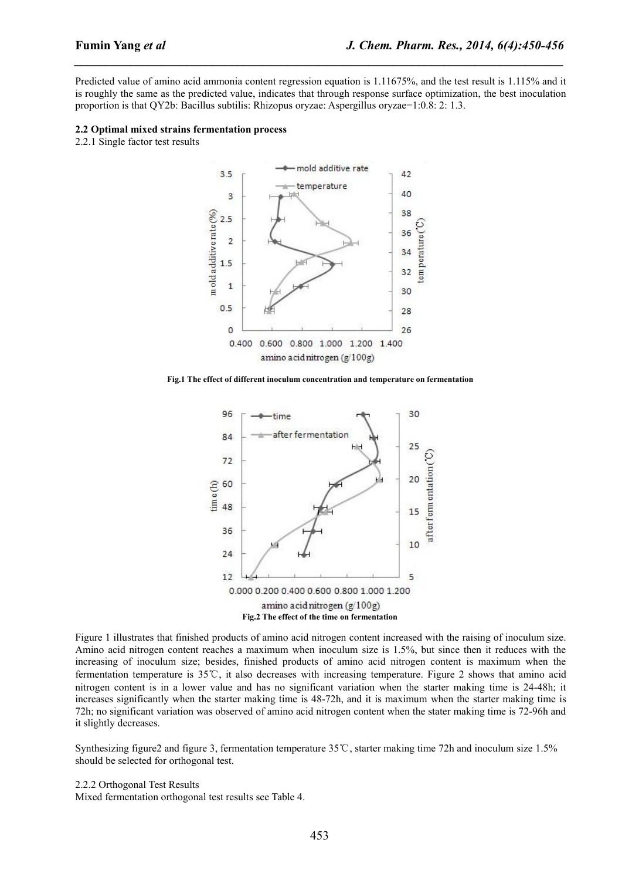Predicted value of amino acid ammonia content regression equation is 1.11675%, and the test result is 1.115% and it is roughly the same as the predicted value, indicates that through response surface optimization, the best inoculation proportion is that QY2b: Bacillus subtilis: Rhizopus oryzae: Aspergillus oryzae=1:0.8: 2: 1.3.

### 2.2 Optimal mixed strains fermentation process

2.2.1 Single factor test results

**Fig.1 The effect of different inoculum concentration and temperature on fermentation**

**Fig.2 The effect of the time on fermentation**

Figure 1 illustrates that finished products of amino acid nitrogen content increased with the raising of inoculum size. Amino acid nitrogen content reaches a maximum when inoculum size is 1.5%, but since then it reduces with the increasing of inoculum size; besides, finished products of amino acid nitrogen content is maximum when the fermentation temperature is 35℃, it also decreases with increasing temperature. Figure 2 shows that amino acid nitrogen content is in a lower value and has no significant variation when the starter making time is 24-48h; it increases significantly when the starter making time is 48-72h, and it is maximum when the starter making time is 72h; no significant variation was observed of amino acid nitrogen content when the stater making time is 72-96h and it slightly decreases.

Synthesizing figure2 and figure 3, fermentation temperature 35℃, starter making time 72h and inoculum size 1.5% should be selected for orthogonal test.

2.2.2 Orthogonal Test Results

Mixed fermentation orthogonal test results see Table 4.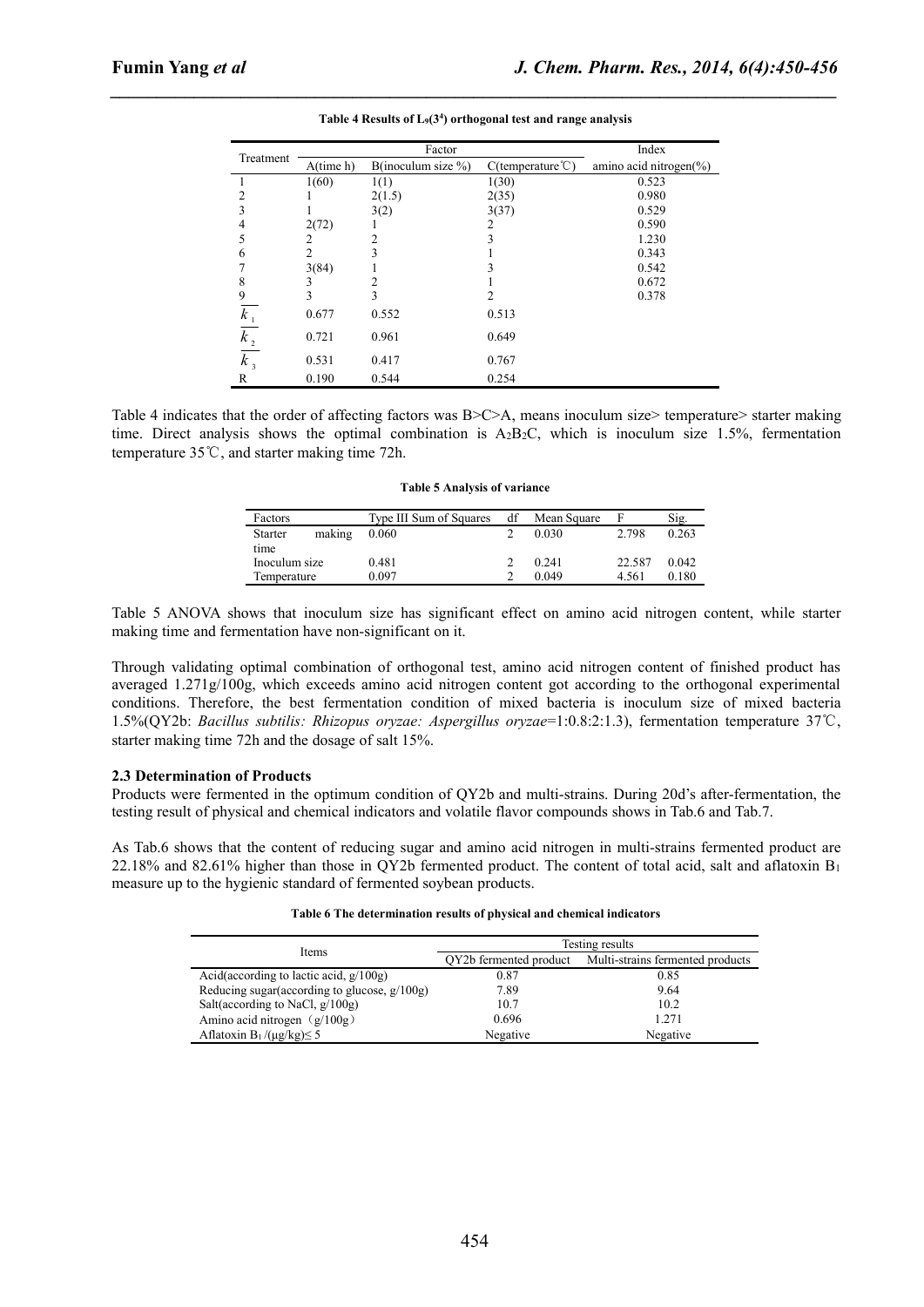**Table 4 Results of $L_9(3^4)$ orthogonal test and range analysis**

| Treatment | Factor | | | Index |
|---|---|---|---|---|
| | A(time h) | B(inoculum size %) | C(temperature℃) | amino acid nitrogen(%) |
| 1 | 1(60) | 1(1) | 1(30) | 0.523 |
| 2 | 1 | 2(1.5) | 2(35) | 0.980 |
| 3 | 1 | 3(2) | 3(37) | 0.529 |
| 4 | 2(72) | 1 | 2 | 0.590 |
| 5 | 2 | 2 | 3 | 1.230 |
| 6 | 2 | 3 | 1 | 0.343 |
| 7 | 3(84) | 1 | 3 | 0.542 |
| 8 | 3 | 2 | 1 | 0.672 |
| 9 | 3 | 3 | 2 | 0.378 |
| $\overline{k}_1$ | 0.677 | 0.552 | 0.513 | |
| $\overline{k}_2$ | 0.721 | 0.961 | 0.649 | |
| $\overline{k}_3$ | 0.531 | 0.417 | 0.767 | |
| R | 0.190 | 0.544 | 0.254 | |

Table 4 indicates that the order of affecting factors was B>C>A, means inoculum size> temperature> starter making time. Direct analysis shows the optimal combination is $A_2B_2C$, which is inoculum size 1.5%, fermentation temperature 35℃, and starter making time 72h.

**Table 5 Analysis of variance**

| Factors | Type III Sum of Squares | df | Mean Square | F | Sig. |
|---|---|---|---|---|---|
| Starter making time | 0.060 | 2 | 0.030 | 2.798 | 0.263 |
| Inoculum size | 0.481 | 2 | 0.241 | 22.587 | 0.042 |
| Temperature | 0.097 | 2 | 0.049 | 4.561 | 0.180 |

Table 5 ANOVA shows that inoculum size has significant effect on amino acid nitrogen content, while starter making time and fermentation have non-significant on it.

Through validating optimal combination of orthogonal test, amino acid nitrogen content of finished product has averaged 1.271g/100g, which exceeds amino acid nitrogen content got according to the orthogonal experimental conditions. Therefore, the best fermentation condition of mixed bacteria is inoculum size of mixed bacteria 1.5%(QY2b: *Bacillus subtilis: Rhizopus oryzae: Aspergillus oryzae*=1:0.8:2:1.3), fermentation temperature 37℃, starter making time 72h and the dosage of salt 15%.

### 2.3 Determination of Products

Products were fermented in the optimum condition of QY2b and multi-strains. During 20d's after-fermentation, the testing result of physical and chemical indicators and volatile flavor compounds shows in Tab.6 and Tab.7.

As Tab.6 shows that the content of reducing sugar and amino acid nitrogen in multi-strains fermented product are 22.18% and 82.61% higher than those in QY2b fermented product. The content of total acid, salt and aflatoxin $B_1$ measure up to the hygienic standard of fermented soybean products.

**Table 6 The determination results of physical and chemical indicators**

| Items | Testing results | |
|---|---|---|
| | QY2b fermented product | Multi-strains fermented products |
| Acid(according to lactic acid, g/100g) | 0.87 | 0.85 |
| Reducing sugar(according to glucose, g/100g) | 7.89 | 9.64 |
| Salt(according to NaCl, g/100g) | 10.7 | 10.2 |
| Amino acid nitrogen（g/100g） | 0.696 | 1.271 |
| Aflatoxin $B_1$ /(μg/kg)≤ 5 | Negative | Negative |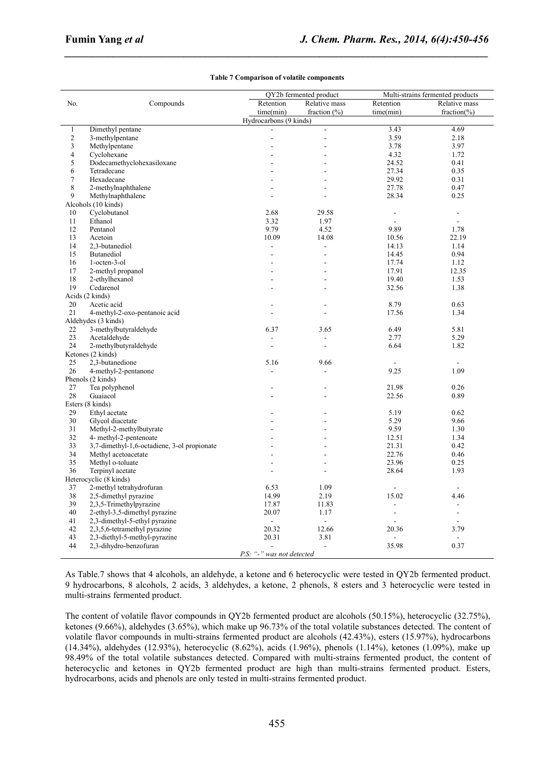**Table 7 Comparison of volatile components**

| No. | Compounds | QY2b fermented product | | Multi-strains fermented products | |
|---|---|---|---|---|---|
| | | Retention time(min) | Relative mass fraction (%) | Retention time(min) | Relative mass fraction(%) |
| | | Hydrocarbons (9 kinds) | | | |
| 1 | Dimethyl pentane | - | - | 3.43 | 4.69 |
| 2 | 3-methylpentane | - | - | 3.59 | 2.18 |
| 3 | Methylpentane | - | - | 3.78 | 3.97 |
| 4 | Cyclohexane | - | - | 4.32 | 1.72 |
| 5 | Dodecamethyclohexasiloxane | - | - | 24.52 | 0.41 |
| 6 | Tetradecane | - | - | 27.34 | 0.35 |
| 7 | Hexadecane | - | - | 29.92 | 0.31 |
| 8 | 2-methylnaphthalene | - | - | 27.78 | 0.47 |
| 9 | Methylnaphthalene | - | - | 28.34 | 0.25 |
| Alcohols (10 kinds) | | | | | |
| 10 | Cyclobutanol | 2.68 | 29.58 | - | - |
| 11 | Ethanol | 3.32 | 1.97 | - | - |
| 12 | Pentanol | 9.79 | 4.52 | 9.89 | 1.78 |
| 13 | Acetoin | 10.09 | 14.08 | 10.56 | 22.19 |
| 14 | 2,3-butanediol | - | - | 14.13 | 1.14 |
| 15 | Butanediol | - | - | 14.45 | 0.94 |
| 16 | 1-octen-3-ol | - | - | 17.74 | 1.12 |
| 17 | 2-methyl propanol | - | - | 17.91 | 12.35 |
| 18 | 2-ethylhexanol | - | - | 19.40 | 1.53 |
| 19 | Cedarenol | - | - | 32.56 | 1.38 |
| Acids (2 kinds) | | | | | |
| 20 | Acetic acid | - | - | 8.79 | 0.63 |
| 21 | 4-methyl-2-oxo-pentanoic acid | - | - | 17.56 | 1.34 |
| Aldehydes (3 kinds) | | | | | |
| 22 | 3-methylbutyraldehyde | 6.37 | 3.65 | 6.49 | 5.81 |
| 23 | Acetaldehyde | - | - | 2.77 | 5.29 |
| 24 | 2-methylbutyraldehyde | - | - | 6.64 | 1.82 |
| Ketones (2 kinds) | | | | | |
| 25 | 2,3-butanedione | 5.16 | 9.66 | - | - |
| 26 | 4-methyl-2-pentanone | - | - | 9.25 | 1.09 |
| Phenols (2 kinds) | | | | | |
| 27 | Tea polyphenol | - | - | 21.98 | 0.26 |
| 28 | Guaiacol | - | - | 22.56 | 0.89 |
| Esters (8 kinds) | | | | | |
| 29 | Ethyl acetate | - | - | 5.19 | 0.62 |
| 30 | Glycol diacetate | - | - | 5.29 | 9.66 |
| 31 | Methyl-2-methylbutyrate | - | - | 9.59 | 1.30 |
| 32 | 4- methyl-2-pentenoate | - | - | 12.51 | 1.34 |
| 33 | 3,7-dimethyl-1,6-octadiene, 3-ol propionate | - | - | 21.31 | 0.42 |
| 34 | Methyl acetoacetate | - | - | 22.76 | 0.46 |
| 35 | Methyl o-toluate | - | - | 23.96 | 0.25 |
| 36 | Terpinyl acetate | - | - | 28.64 | 1.93 |
| Heterocyclic (8 kinds) | | | | | |
| 37 | 2-methyl tetrahydrofuran | 6.53 | 1.09 | - | - |
| 38 | 2,5-dimethyl pyrazine | 14.99 | 2.19 | 15.02 | 4.46 |
| 39 | 2,3,5-Trimethylpyrazine | 17.87 | 11.83 | - | - |
| 40 | 2-ethyl-3,5-dimethyl pyrazine | 20.07 | 1.17 | - | - |
| 41 | 2,3-dimethyl-5-ethyl pyrazine | - | - | - | - |
| 42 | 2,3,5,6-tetramethyl pyrazine | 20.32 | 12.66 | 20.36 | 3.79 |
| 43 | 2,3-diethyl-5-methyl-pyrazine | 20.31 | 3.81 | - | - |
| 44 | 2,3-dihydro-benzofuran | - | - | 35.98 | 0.37 |

*P.S: "-" was not detected*

As Table.7 shows that 4 alcohols, an aldehyde, a ketone and 6 heterocyclic were tested in QY2b fermented product. 9 hydrocarbons, 8 alcohols, 2 acids, 3 aldehydes, a ketone, 2 phenols, 8 esters and 3 heterocyclic were tested in multi-strains fermented product.

The content of volatile flavor compounds in QY2b fermented product are alcohols (50.15%), heterocyclic (32.75%), ketones (9.66%), aldehydes (3.65%), which make up 96.73% of the total volatile substances detected. The content of volatile flavor compounds in multi-strains fermented product are alcohols (42.43%), esters (15.97%), hydrocarbons (14.34%), aldehydes (12.93%), heterocyclic (8.62%), acids (1.96%), phenols (1.14%), ketones (1.09%), make up 98.49% of the total volatile substances detected. Compared with multi-strains fermented product, the content of heterocyclic and ketones in QY2b fermented product are high than multi-strains fermented product. Esters, hydrocarbons, acids and phenols are only tested in multi-strains fermented product.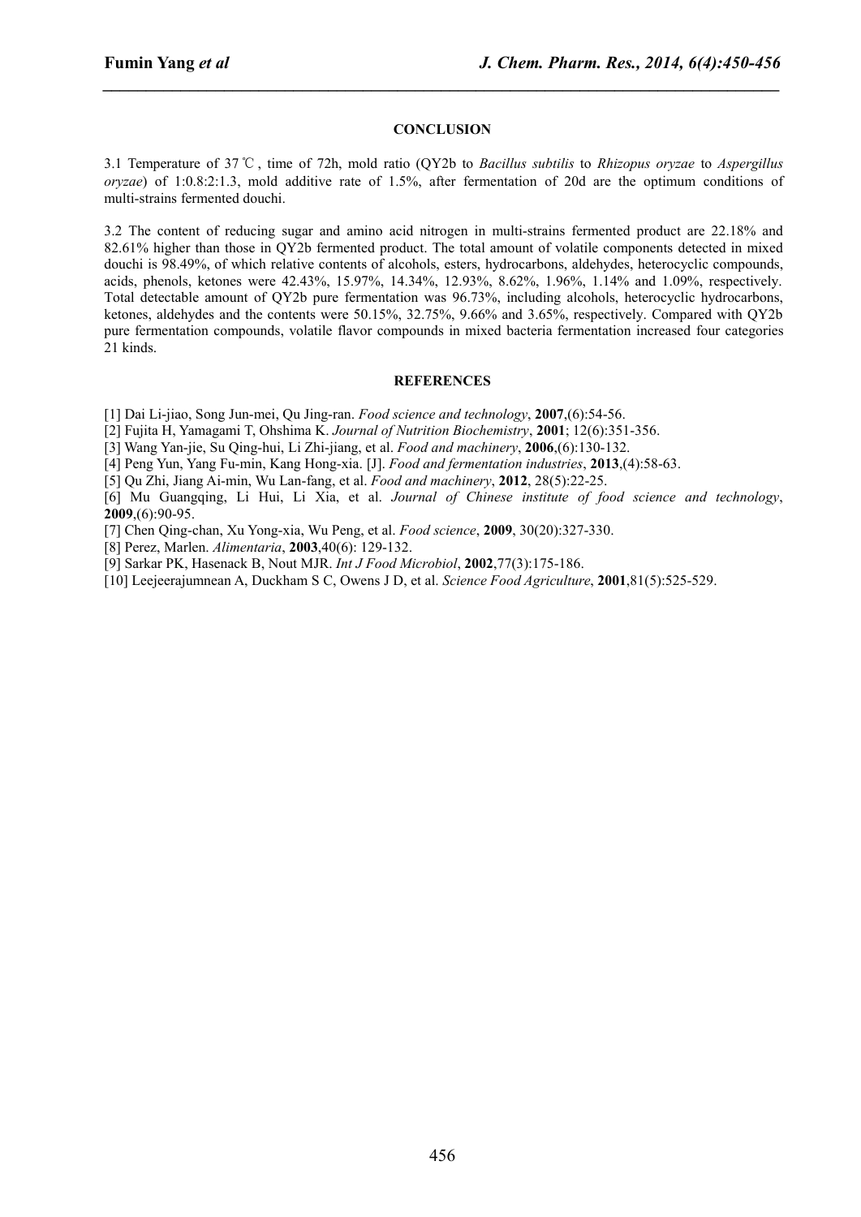## CONCLUSION

3.1 Temperature of 37℃, time of 72h, mold ratio (QY2b to *Bacillus subtilis* to *Rhizopus oryzae* to *Aspergillus oryzae*) of 1:0.8:2:1.3, mold additive rate of 1.5%, after fermentation of 20d are the optimum conditions of multi-strains fermented douchi.

3.2 The content of reducing sugar and amino acid nitrogen in multi-strains fermented product are 22.18% and 82.61% higher than those in QY2b fermented product. The total amount of volatile components detected in mixed douchi is 98.49%, of which relative contents of alcohols, esters, hydrocarbons, aldehydes, heterocyclic compounds, acids, phenols, ketones were 42.43%, 15.97%, 14.34%, 12.93%, 8.62%, 1.96%, 1.14% and 1.09%, respectively. Total detectable amount of QY2b pure fermentation was 96.73%, including alcohols, heterocyclic hydrocarbons, ketones, aldehydes and the contents were 50.15%, 32.75%, 9.66% and 3.65%, respectively. Compared with QY2b pure fermentation compounds, volatile flavor compounds in mixed bacteria fermentation increased four categories 21 kinds.

## REFERENCES

[1] Dai Li-jiao, Song Jun-mei, Qu Jing-ran. *Food science and technology*, **2007**,(6):54-56.

[2] Fujita H, Yamagami T, Ohshima K. *Journal of Nutrition Biochemistry*, **2001**; 12(6):351-356.

[3] Wang Yan-jie, Su Qing-hui, Li Zhi-jiang, et al. *Food and machinery*, **2006**,(6):130-132.

[4] Peng Yun, Yang Fu-min, Kang Hong-xia. [J]. *Food and fermentation industries*, **2013**,(4):58-63.

[5] Qu Zhi, Jiang Ai-min, Wu Lan-fang, et al. *Food and machinery*, **2012**, 28(5):22-25.

[6] Mu Guangqing, Li Hui, Li Xia, et al. *Journal of Chinese institute of food science and technology*, **2009**,(6):90-95.

[7] Chen Qing-chan, Xu Yong-xia, Wu Peng, et al. *Food science*, **2009**, 30(20):327-330.

[8] Perez, Marlen. *Alimentaria*, **2003**,40(6): 129-132.

[9] Sarkar PK, Hasenack B, Nout MJR. *Int J Food Microbiol*, **2002**,77(3):175-186.

[10] Leejeerajumnean A, Duckham S C, Owens J D, et al. *Science Food Agriculture*, **2001**,81(5):525-529.